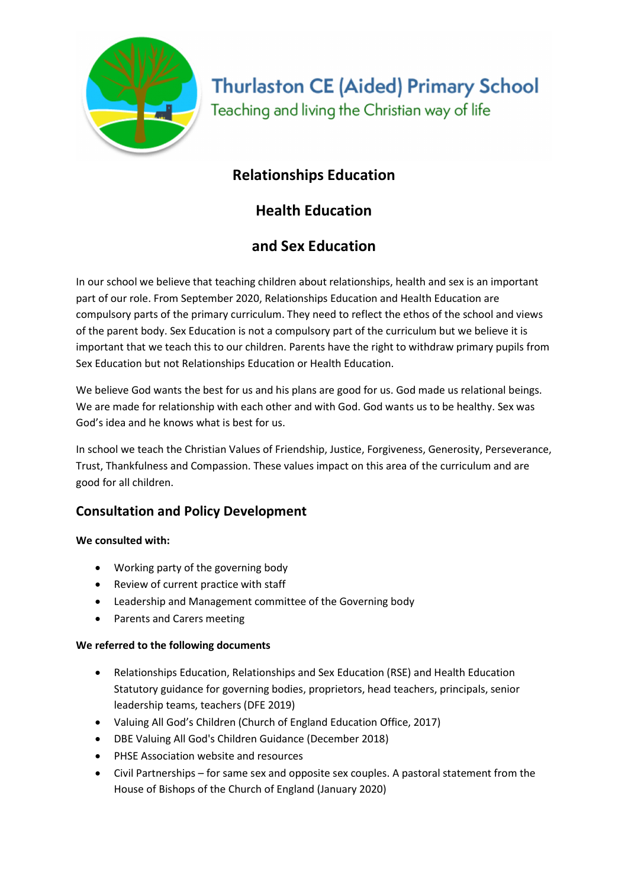Thurlaston CE (Aided) Primary School

Teaching and living the Christian way of life

# Relationships Education

# Health Education

# and Sex Education

In our school we believe that teaching children about relationships, health and sex is an important part of our role. From September 2020, Relationships Education and Health Education are compulsory parts of the primary curriculum. They need to reflect the ethos of the school and views of the parent body. Sex Education is not a compulsory part of the curriculum but we believe it is important that we teach this to our children. Parents have the right to withdraw primary pupils from Sex Education but not Relationships Education or Health Education.

We believe God wants the best for us and his plans are good for us. God made us relational beings. We are made for relationship with each other and with God. God wants us to be healthy. Sex was God's idea and he knows what is best for us.

In school we teach the Christian Values of Friendship, Justice, Forgiveness, Generosity, Perseverance, Trust, Thankfulness and Compassion. These values impact on this area of the curriculum and are good for all children.

## Consultation and Policy Development

**We consulted with:**

- Working party of the governing body
- Review of current practice with staff
- Leadership and Management committee of the Governing body
- Parents and Carers meeting

**We referred to the following documents**

- Relationships Education, Relationships and Sex Education (RSE) and Health Education Statutory guidance for governing bodies, proprietors, head teachers, principals, senior leadership teams, teachers (DFE 2019)
- Valuing All God's Children (Church of England Education Office, 2017)
- DBE Valuing All God's Children Guidance (December 2018)
- PHSE Association website and resources
- Civil Partnerships – for same sex and opposite sex couples. A pastoral statement from the House of Bishops of the Church of England (January 2020)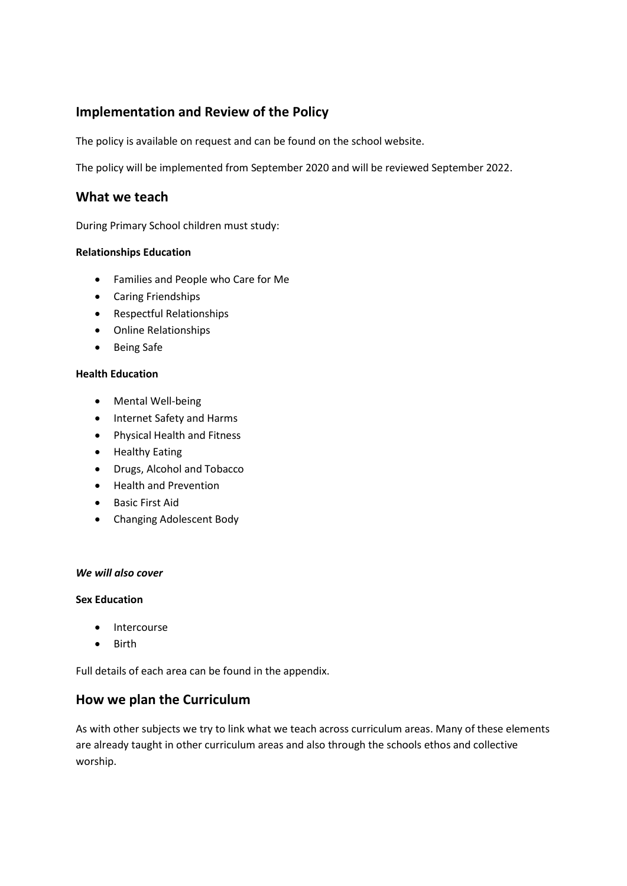## Implementation and Review of the Policy

The policy is available on request and can be found on the school website.

The policy will be implemented from September 2020 and will be reviewed September 2022.

## What we teach

During Primary School children must study:

**Relationships Education**

- Families and People who Care for Me
- Caring Friendships
- Respectful Relationships
- Online Relationships
- Being Safe

**Health Education**

- Mental Well-being
- Internet Safety and Harms
- Physical Health and Fitness
- Healthy Eating
- Drugs, Alcohol and Tobacco
- Health and Prevention
- Basic First Aid
- Changing Adolescent Body

***We will also cover***

**Sex Education**

- Intercourse
- Birth

Full details of each area can be found in the appendix.

## How we plan the Curriculum

As with other subjects we try to link what we teach across curriculum areas. Many of these elements are already taught in other curriculum areas and also through the schools ethos and collective worship.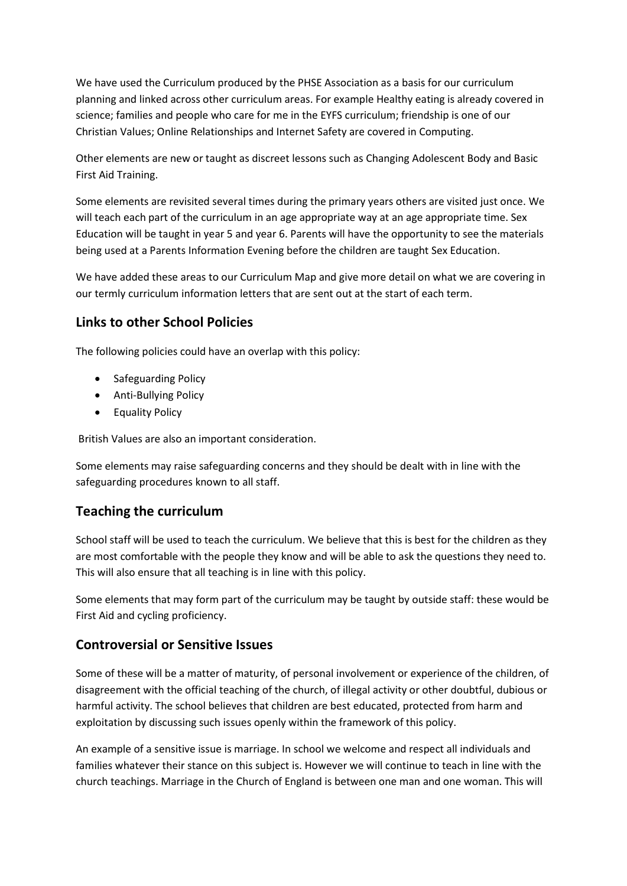We have used the Curriculum produced by the PHSE Association as a basis for our curriculum planning and linked across other curriculum areas. For example Healthy eating is already covered in science; families and people who care for me in the EYFS curriculum; friendship is one of our Christian Values; Online Relationships and Internet Safety are covered in Computing.

Other elements are new or taught as discreet lessons such as Changing Adolescent Body and Basic First Aid Training.

Some elements are revisited several times during the primary years others are visited just once. We will teach each part of the curriculum in an age appropriate way at an age appropriate time. Sex Education will be taught in year 5 and year 6. Parents will have the opportunity to see the materials being used at a Parents Information Evening before the children are taught Sex Education.

We have added these areas to our Curriculum Map and give more detail on what we are covering in our termly curriculum information letters that are sent out at the start of each term.

## Links to other School Policies

The following policies could have an overlap with this policy:

- Safeguarding Policy
- Anti-Bullying Policy
- Equality Policy

British Values are also an important consideration.

Some elements may raise safeguarding concerns and they should be dealt with in line with the safeguarding procedures known to all staff.

## Teaching the curriculum

School staff will be used to teach the curriculum. We believe that this is best for the children as they are most comfortable with the people they know and will be able to ask the questions they need to. This will also ensure that all teaching is in line with this policy.

Some elements that may form part of the curriculum may be taught by outside staff: these would be First Aid and cycling proficiency.

## Controversial or Sensitive Issues

Some of these will be a matter of maturity, of personal involvement or experience of the children, of disagreement with the official teaching of the church, of illegal activity or other doubtful, dubious or harmful activity. The school believes that children are best educated, protected from harm and exploitation by discussing such issues openly within the framework of this policy.

An example of a sensitive issue is marriage. In school we welcome and respect all individuals and families whatever their stance on this subject is. However we will continue to teach in line with the church teachings. Marriage in the Church of England is between one man and one woman. This will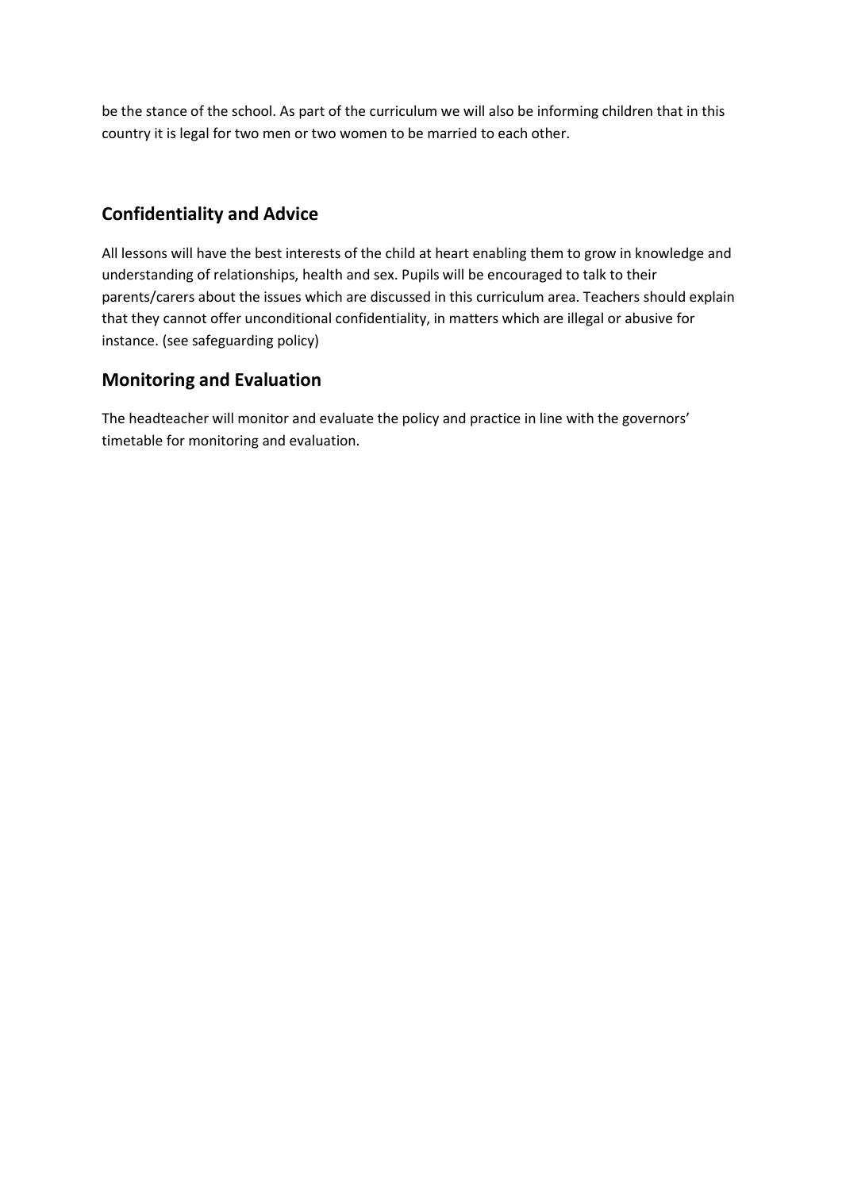be the stance of the school. As part of the curriculum we will also be informing children that in this country it is legal for two men or two women to be married to each other.

## Confidentiality and Advice

All lessons will have the best interests of the child at heart enabling them to grow in knowledge and understanding of relationships, health and sex. Pupils will be encouraged to talk to their parents/carers about the issues which are discussed in this curriculum area. Teachers should explain that they cannot offer unconditional confidentiality, in matters which are illegal or abusive for instance. (see safeguarding policy)

## Monitoring and Evaluation

The headteacher will monitor and evaluate the policy and practice in line with the governors' timetable for monitoring and evaluation.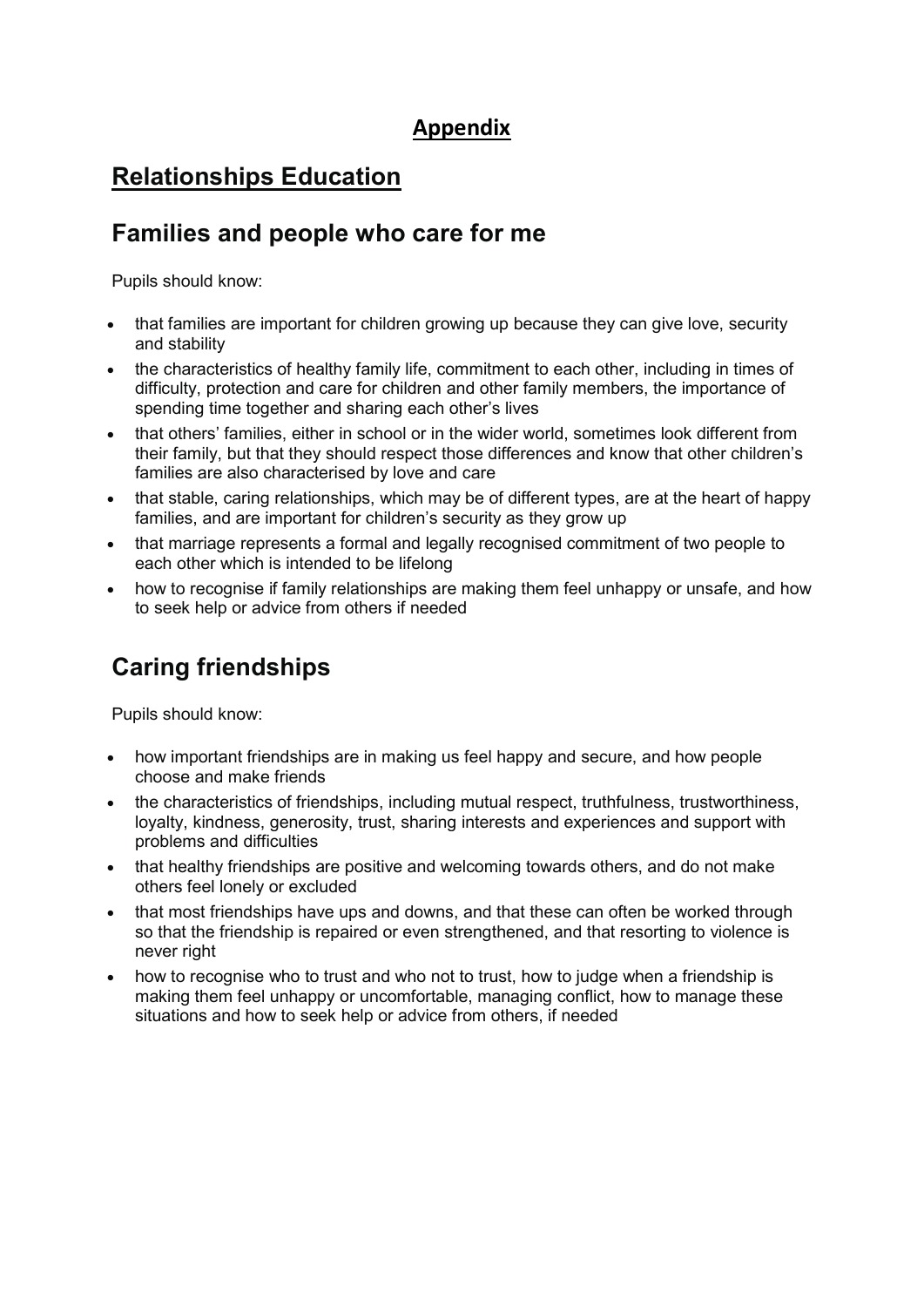# Appendix

## Relationships Education

## Families and people who care for me

Pupils should know:

- that families are important for children growing up because they can give love, security and stability
- the characteristics of healthy family life, commitment to each other, including in times of difficulty, protection and care for children and other family members, the importance of spending time together and sharing each other's lives
- that others' families, either in school or in the wider world, sometimes look different from their family, but that they should respect those differences and know that other children's families are also characterised by love and care
- that stable, caring relationships, which may be of different types, are at the heart of happy families, and are important for children's security as they grow up
- that marriage represents a formal and legally recognised commitment of two people to each other which is intended to be lifelong
- how to recognise if family relationships are making them feel unhappy or unsafe, and how to seek help or advice from others if needed

## Caring friendships

Pupils should know:

- how important friendships are in making us feel happy and secure, and how people choose and make friends
- the characteristics of friendships, including mutual respect, truthfulness, trustworthiness, loyalty, kindness, generosity, trust, sharing interests and experiences and support with problems and difficulties
- that healthy friendships are positive and welcoming towards others, and do not make others feel lonely or excluded
- that most friendships have ups and downs, and that these can often be worked through so that the friendship is repaired or even strengthened, and that resorting to violence is never right
- how to recognise who to trust and who not to trust, how to judge when a friendship is making them feel unhappy or uncomfortable, managing conflict, how to manage these situations and how to seek help or advice from others, if needed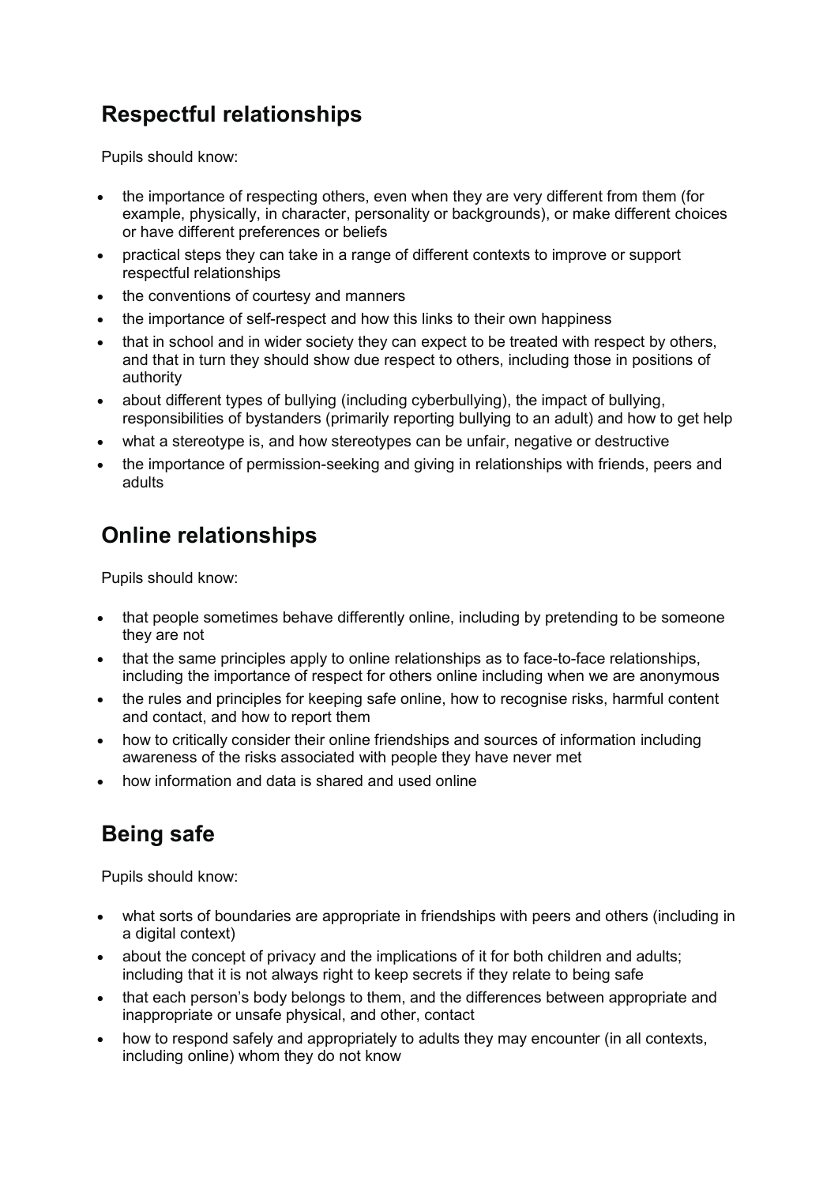## Respectful relationships

Pupils should know:

- the importance of respecting others, even when they are very different from them (for example, physically, in character, personality or backgrounds), or make different choices or have different preferences or beliefs
- practical steps they can take in a range of different contexts to improve or support respectful relationships
- the conventions of courtesy and manners
- the importance of self-respect and how this links to their own happiness
- that in school and in wider society they can expect to be treated with respect by others, and that in turn they should show due respect to others, including those in positions of authority
- about different types of bullying (including cyberbullying), the impact of bullying, responsibilities of bystanders (primarily reporting bullying to an adult) and how to get help
- what a stereotype is, and how stereotypes can be unfair, negative or destructive
- the importance of permission-seeking and giving in relationships with friends, peers and adults

## Online relationships

Pupils should know:

- that people sometimes behave differently online, including by pretending to be someone they are not
- that the same principles apply to online relationships as to face-to-face relationships, including the importance of respect for others online including when we are anonymous
- the rules and principles for keeping safe online, how to recognise risks, harmful content and contact, and how to report them
- how to critically consider their online friendships and sources of information including awareness of the risks associated with people they have never met
- how information and data is shared and used online

## Being safe

Pupils should know:

- what sorts of boundaries are appropriate in friendships with peers and others (including in a digital context)
- about the concept of privacy and the implications of it for both children and adults; including that it is not always right to keep secrets if they relate to being safe
- that each person's body belongs to them, and the differences between appropriate and inappropriate or unsafe physical, and other, contact
- how to respond safely and appropriately to adults they may encounter (in all contexts, including online) whom they do not know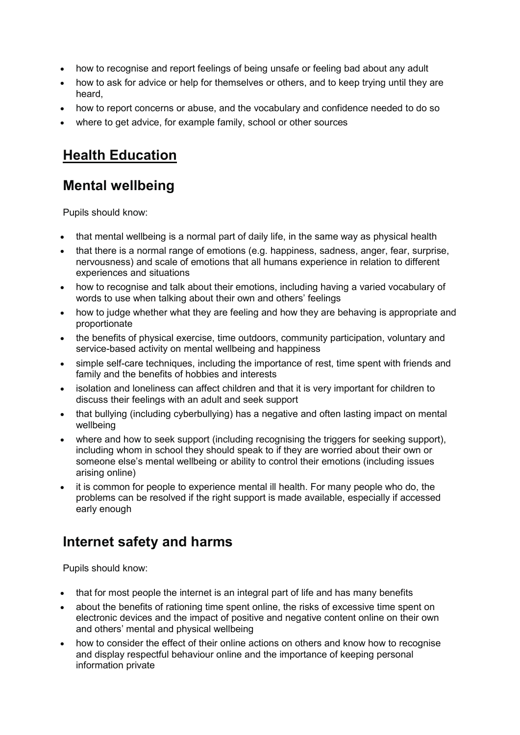- how to recognise and report feelings of being unsafe or feeling bad about any adult
- how to ask for advice or help for themselves or others, and to keep trying until they are heard,
- how to report concerns or abuse, and the vocabulary and confidence needed to do so
- where to get advice, for example family, school or other sources

# Health Education

## Mental wellbeing

Pupils should know:

- that mental wellbeing is a normal part of daily life, in the same way as physical health
- that there is a normal range of emotions (e.g. happiness, sadness, anger, fear, surprise, nervousness) and scale of emotions that all humans experience in relation to different experiences and situations
- how to recognise and talk about their emotions, including having a varied vocabulary of words to use when talking about their own and others' feelings
- how to judge whether what they are feeling and how they are behaving is appropriate and proportionate
- the benefits of physical exercise, time outdoors, community participation, voluntary and service-based activity on mental wellbeing and happiness
- simple self-care techniques, including the importance of rest, time spent with friends and family and the benefits of hobbies and interests
- isolation and loneliness can affect children and that it is very important for children to discuss their feelings with an adult and seek support
- that bullying (including cyberbullying) has a negative and often lasting impact on mental wellbeing
- where and how to seek support (including recognising the triggers for seeking support), including whom in school they should speak to if they are worried about their own or someone else's mental wellbeing or ability to control their emotions (including issues arising online)
- it is common for people to experience mental ill health. For many people who do, the problems can be resolved if the right support is made available, especially if accessed early enough

## Internet safety and harms

Pupils should know:

- that for most people the internet is an integral part of life and has many benefits
- about the benefits of rationing time spent online, the risks of excessive time spent on electronic devices and the impact of positive and negative content online on their own and others' mental and physical wellbeing
- how to consider the effect of their online actions on others and know how to recognise and display respectful behaviour online and the importance of keeping personal information private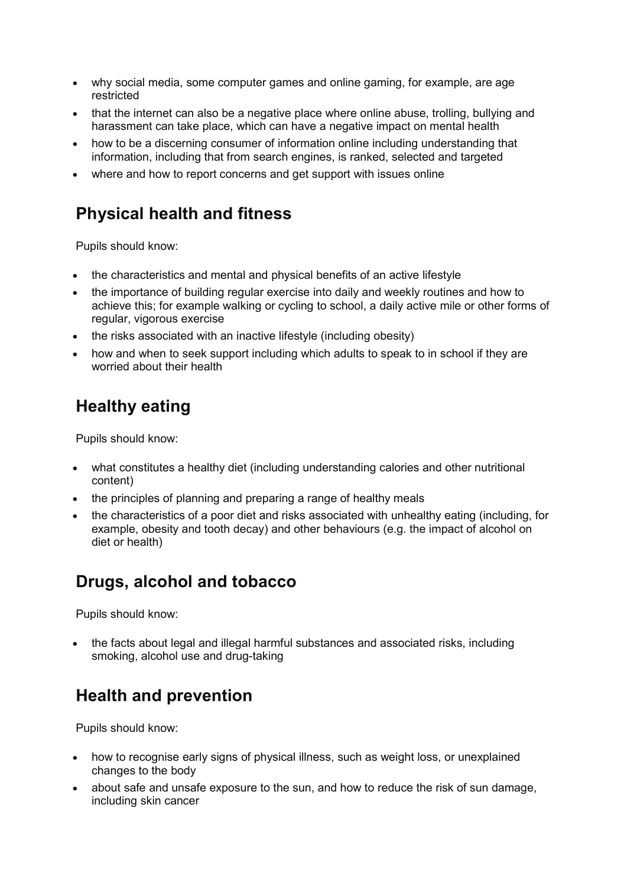- why social media, some computer games and online gaming, for example, are age restricted
- that the internet can also be a negative place where online abuse, trolling, bullying and harassment can take place, which can have a negative impact on mental health
- how to be a discerning consumer of information online including understanding that information, including that from search engines, is ranked, selected and targeted
- where and how to report concerns and get support with issues online

## Physical health and fitness

Pupils should know:

- the characteristics and mental and physical benefits of an active lifestyle
- the importance of building regular exercise into daily and weekly routines and how to achieve this; for example walking or cycling to school, a daily active mile or other forms of regular, vigorous exercise
- the risks associated with an inactive lifestyle (including obesity)
- how and when to seek support including which adults to speak to in school if they are worried about their health

## Healthy eating

Pupils should know:

- what constitutes a healthy diet (including understanding calories and other nutritional content)
- the principles of planning and preparing a range of healthy meals
- the characteristics of a poor diet and risks associated with unhealthy eating (including, for example, obesity and tooth decay) and other behaviours (e.g. the impact of alcohol on diet or health)

## Drugs, alcohol and tobacco

Pupils should know:

- the facts about legal and illegal harmful substances and associated risks, including smoking, alcohol use and drug-taking

## Health and prevention

Pupils should know:

- how to recognise early signs of physical illness, such as weight loss, or unexplained changes to the body
- about safe and unsafe exposure to the sun, and how to reduce the risk of sun damage, including skin cancer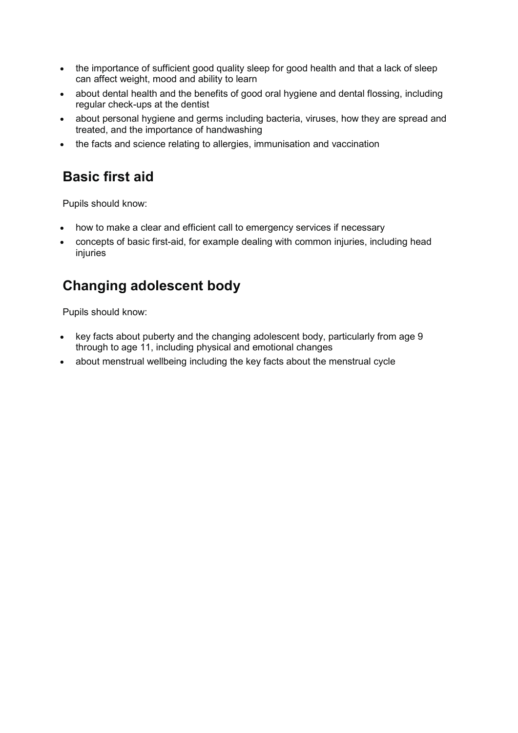- the importance of sufficient good quality sleep for good health and that a lack of sleep can affect weight, mood and ability to learn
- about dental health and the benefits of good oral hygiene and dental flossing, including regular check-ups at the dentist
- about personal hygiene and germs including bacteria, viruses, how they are spread and treated, and the importance of handwashing
- the facts and science relating to allergies, immunisation and vaccination

## Basic first aid

Pupils should know:

- how to make a clear and efficient call to emergency services if necessary
- concepts of basic first-aid, for example dealing with common injuries, including head injuries

## Changing adolescent body

Pupils should know:

- key facts about puberty and the changing adolescent body, particularly from age 9 through to age 11, including physical and emotional changes
- about menstrual wellbeing including the key facts about the menstrual cycle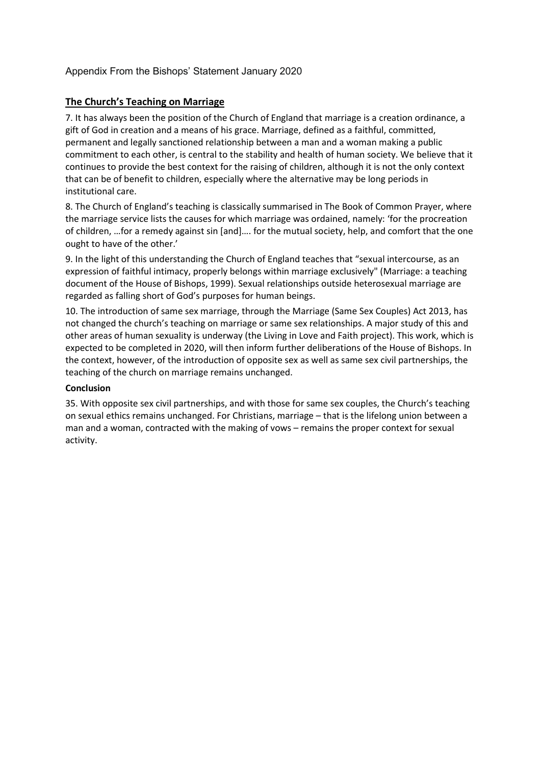Appendix From the Bishops' Statement January 2020

## The Church's Teaching on Marriage

7. It has always been the position of the Church of England that marriage is a creation ordinance, a gift of God in creation and a means of his grace. Marriage, defined as a faithful, committed, permanent and legally sanctioned relationship between a man and a woman making a public commitment to each other, is central to the stability and health of human society. We believe that it continues to provide the best context for the raising of children, although it is not the only context that can be of benefit to children, especially where the alternative may be long periods in institutional care.

8. The Church of England's teaching is classically summarised in The Book of Common Prayer, where the marriage service lists the causes for which marriage was ordained, namely: 'for the procreation of children, …for a remedy against sin [and]…. for the mutual society, help, and comfort that the one ought to have of the other.'

9. In the light of this understanding the Church of England teaches that "sexual intercourse, as an expression of faithful intimacy, properly belongs within marriage exclusively" (Marriage: a teaching document of the House of Bishops, 1999). Sexual relationships outside heterosexual marriage are regarded as falling short of God's purposes for human beings.

10. The introduction of same sex marriage, through the Marriage (Same Sex Couples) Act 2013, has not changed the church's teaching on marriage or same sex relationships. A major study of this and other areas of human sexuality is underway (the Living in Love and Faith project). This work, which is expected to be completed in 2020, will then inform further deliberations of the House of Bishops. In the context, however, of the introduction of opposite sex as well as same sex civil partnerships, the teaching of the church on marriage remains unchanged.

### Conclusion

35. With opposite sex civil partnerships, and with those for same sex couples, the Church's teaching on sexual ethics remains unchanged. For Christians, marriage – that is the lifelong union between a man and a woman, contracted with the making of vows – remains the proper context for sexual activity.